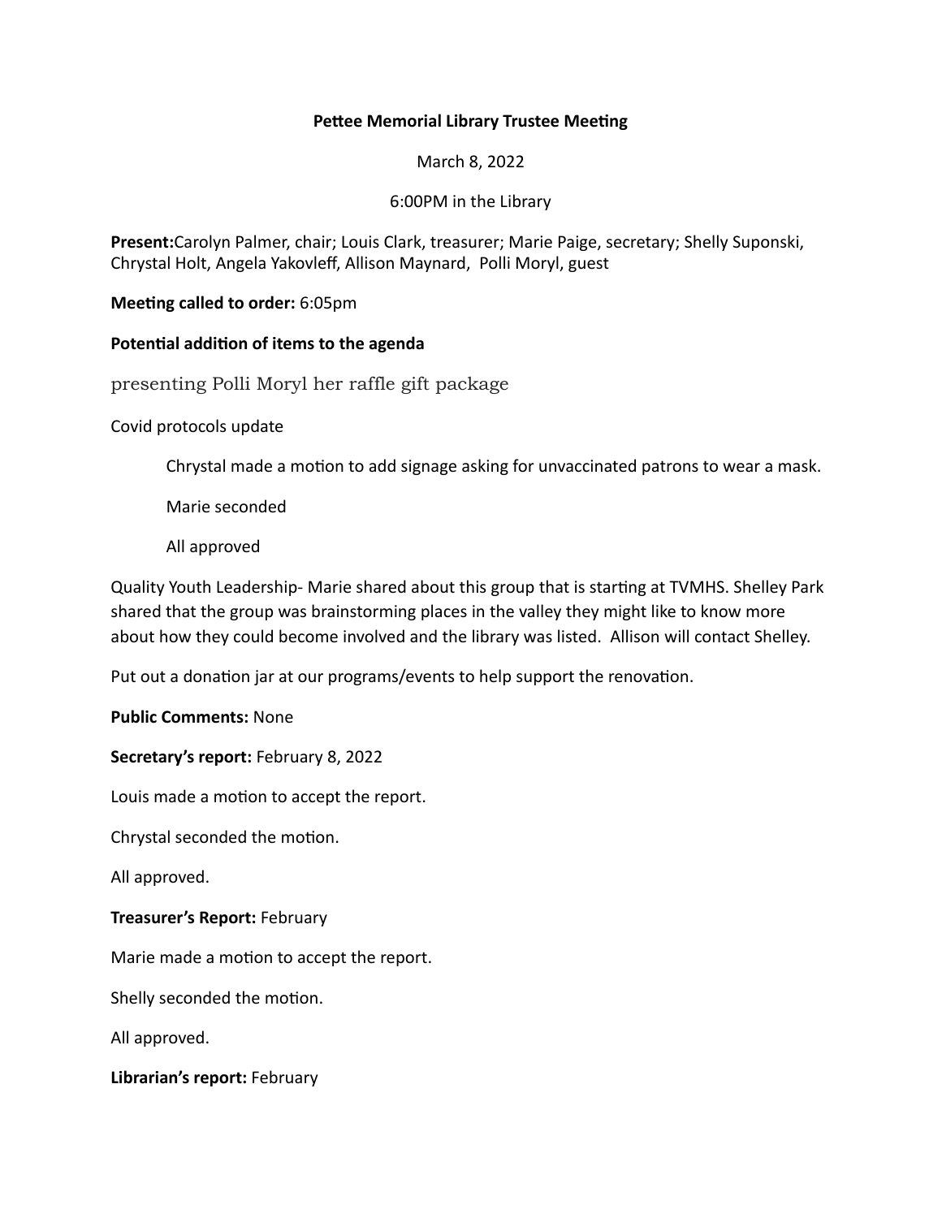**Pettee Memorial Library Trustee Meeting**

March 8, 2022

6:00PM in the Library

**Present:**Carolyn Palmer, chair; Louis Clark, treasurer; Marie Paige, secretary; Shelly Suponski, Chrystal Holt, Angela Yakovleff, Allison Maynard, Polli Moryl, guest

**Meeting called to order:** 6:05pm

**Potential addition of items to the agenda**

presenting Polli Moryl her raffle gift package

Covid protocols update

> Chrystal made a motion to add signage asking for unvaccinated patrons to wear a mask.
>
> Marie seconded
>
> All approved

Quality Youth Leadership- Marie shared about this group that is starting at TVMHS. Shelley Park shared that the group was brainstorming places in the valley they might like to know more about how they could become involved and the library was listed. Allison will contact Shelley.

Put out a donation jar at our programs/events to help support the renovation.

**Public Comments:** None

**Secretary's report:** February 8, 2022

Louis made a motion to accept the report.

Chrystal seconded the motion.

All approved.

**Treasurer's Report:** February

Marie made a motion to accept the report.

Shelly seconded the motion.

All approved.

**Librarian's report:** February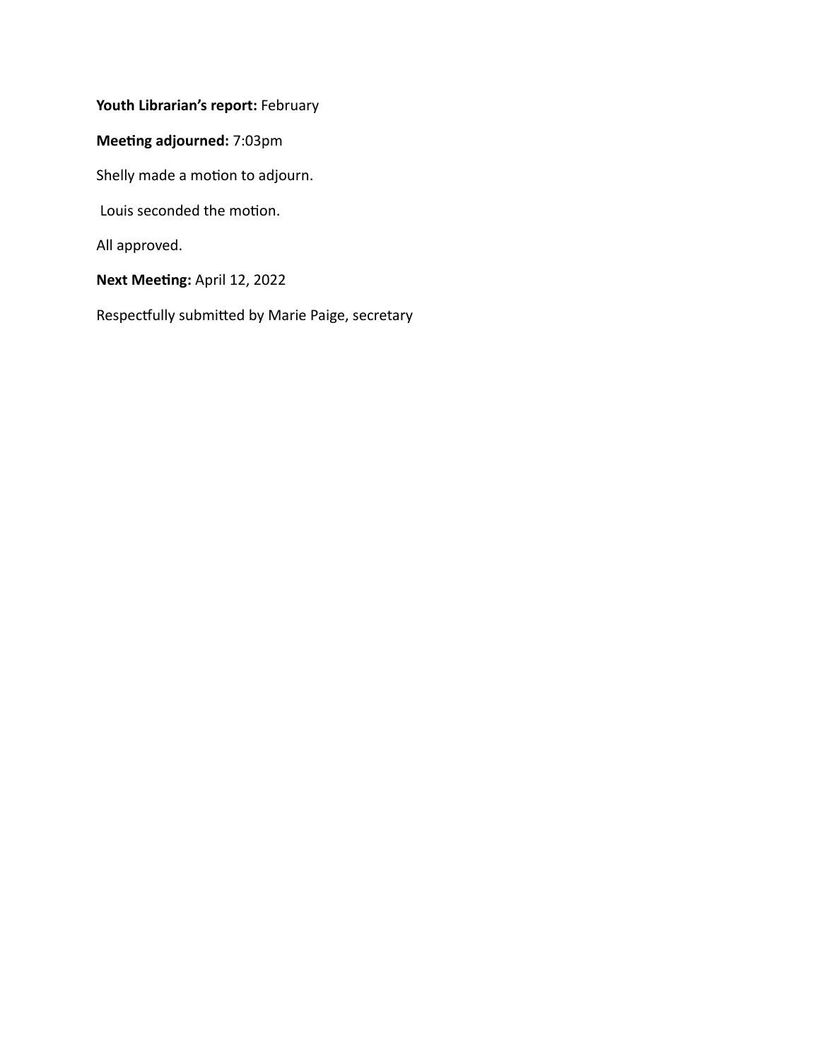**Youth Librarian's report:** February

**Meeting adjourned:** 7:03pm

Shelly made a motion to adjourn.

Louis seconded the motion.

All approved.

**Next Meeting:** April 12, 2022

Respectfully submitted by Marie Paige, secretary